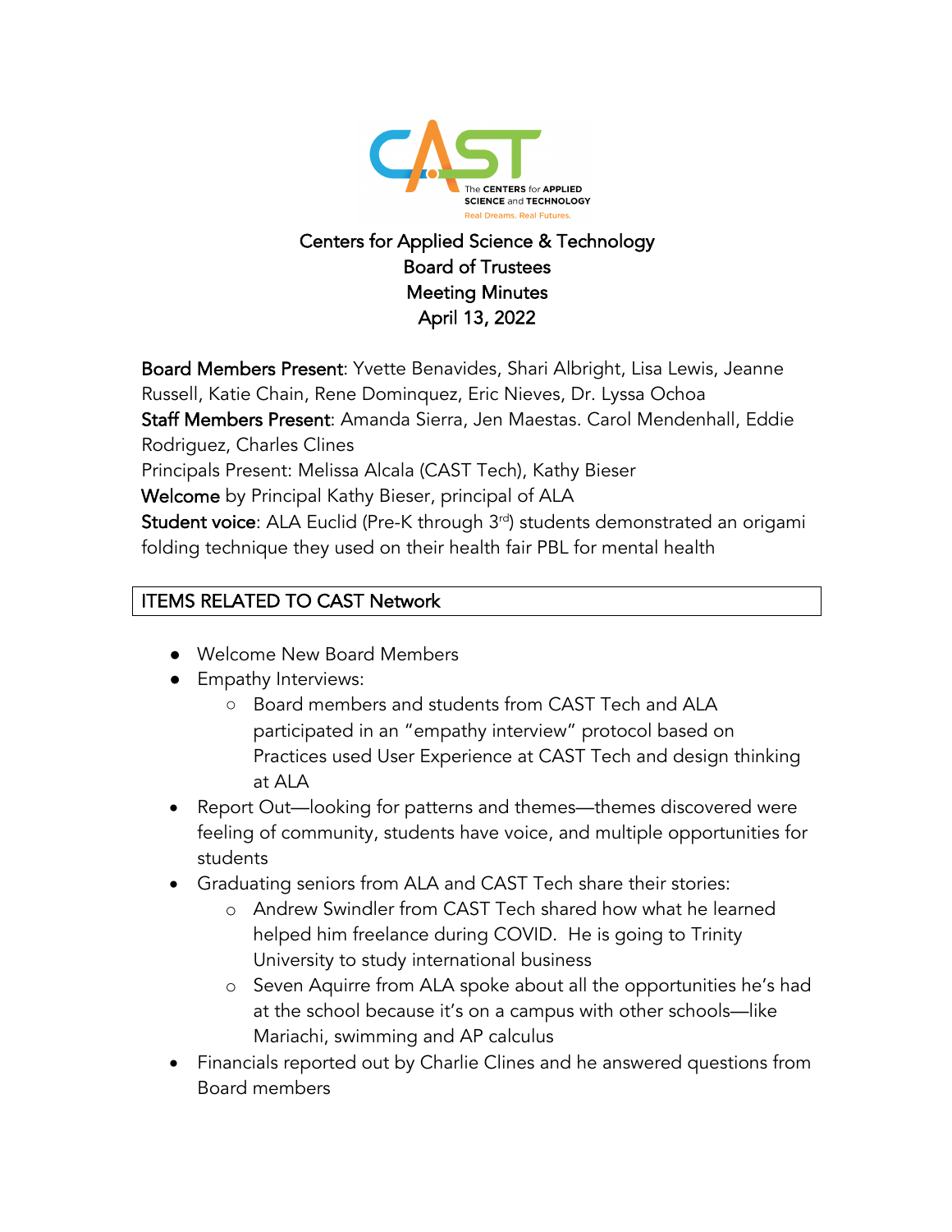# Centers for Applied Science & Technology
## Board of Trustees
## Meeting Minutes
## April 13, 2022

**Board Members Present**: Yvette Benavides, Shari Albright, Lisa Lewis, Jeanne Russell, Katie Chain, Rene Dominquez, Eric Nieves, Dr. Lyssa Ochoa
**Staff Members Present**: Amanda Sierra, Jen Maestas. Carol Mendenhall, Eddie Rodriguez, Charles Clines
Principals Present: Melissa Alcala (CAST Tech), Kathy Bieser
**Welcome** by Principal Kathy Bieser, principal of ALA
**Student voice**: ALA Euclid (Pre-K through 3rd) students demonstrated an origami folding technique they used on their health fair PBL for mental health

| ITEMS RELATED TO CAST Network |
|---|

- Welcome New Board Members
- Empathy Interviews:
  - Board members and students from CAST Tech and ALA participated in an "empathy interview" protocol based on Practices used User Experience at CAST Tech and design thinking at ALA
- Report Out—looking for patterns and themes—themes discovered were feeling of community, students have voice, and multiple opportunities for students
- Graduating seniors from ALA and CAST Tech share their stories:
  - Andrew Swindler from CAST Tech shared how what he learned helped him freelance during COVID. He is going to Trinity University to study international business
  - Seven Aquirre from ALA spoke about all the opportunities he's had at the school because it's on a campus with other schools—like Mariachi, swimming and AP calculus
- Financials reported out by Charlie Clines and he answered questions from Board members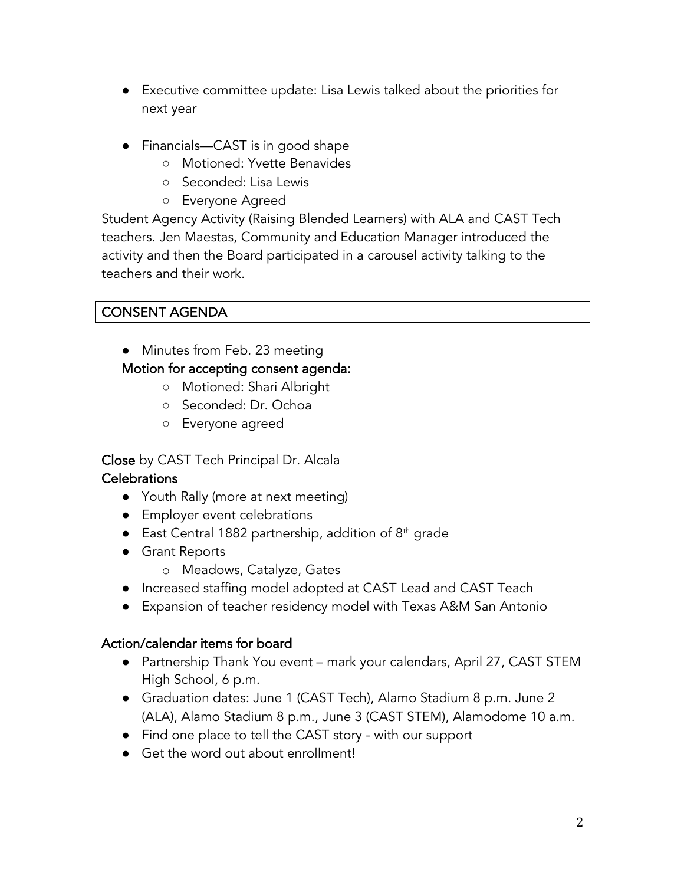- Executive committee update: Lisa Lewis talked about the priorities for next year

- Financials—CAST is in good shape
    - Motioned: Yvette Benavides
    - Seconded: Lisa Lewis
    - Everyone Agreed

Student Agency Activity (Raising Blended Learners) with ALA and CAST Tech teachers. Jen Maestas, Community and Education Manager introduced the activity and then the Board participated in a carousel activity talking to the teachers and their work.

## CONSENT AGENDA

- Minutes from Feb. 23 meeting

**Motion for accepting consent agenda:**

- Motioned: Shari Albright
- Seconded: Dr. Ochoa
- Everyone agreed

**Close** by CAST Tech Principal Dr. Alcala

**Celebrations**

- Youth Rally (more at next meeting)
- Employer event celebrations
- East Central 1882 partnership, addition of 8th grade
- Grant Reports
    - Meadows, Catalyze, Gates
- Increased staffing model adopted at CAST Lead and CAST Teach
- Expansion of teacher residency model with Texas A&M San Antonio

**Action/calendar items for board**

- Partnership Thank You event – mark your calendars, April 27, CAST STEM High School, 6 p.m.
- Graduation dates: June 1 (CAST Tech), Alamo Stadium 8 p.m. June 2 (ALA), Alamo Stadium 8 p.m., June 3 (CAST STEM), Alamodome 10 a.m.
- Find one place to tell the CAST story - with our support
- Get the word out about enrollment!